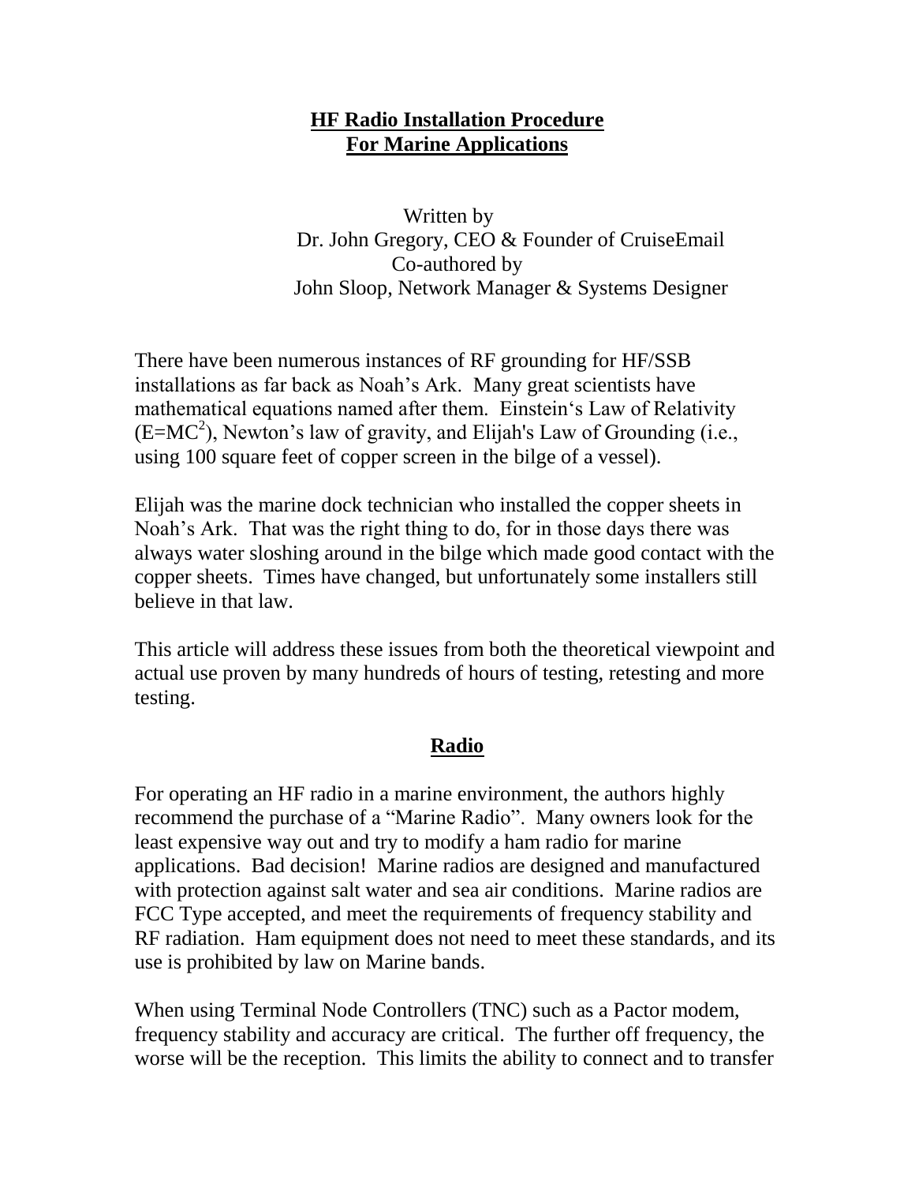# HF Radio Installation Procedure
# For Marine Applications

Written by
Dr. John Gregory, CEO & Founder of CruiseEmail
Co-authored by
John Sloop, Network Manager & Systems Designer

There have been numerous instances of RF grounding for HF/SSB installations as far back as Noah's Ark. Many great scientists have mathematical equations named after them. Einstein's Law of Relativity ($E=MC^2$), Newton's law of gravity, and Elijah's Law of Grounding (i.e., using 100 square feet of copper screen in the bilge of a vessel).

Elijah was the marine dock technician who installed the copper sheets in Noah's Ark. That was the right thing to do, for in those days there was always water sloshing around in the bilge which made good contact with the copper sheets. Times have changed, but unfortunately some installers still believe in that law.

This article will address these issues from both the theoretical viewpoint and actual use proven by many hundreds of hours of testing, retesting and more testing.

## Radio

For operating an HF radio in a marine environment, the authors highly recommend the purchase of a "Marine Radio". Many owners look for the least expensive way out and try to modify a ham radio for marine applications. Bad decision! Marine radios are designed and manufactured with protection against salt water and sea air conditions. Marine radios are FCC Type accepted, and meet the requirements of frequency stability and RF radiation. Ham equipment does not need to meet these standards, and its use is prohibited by law on Marine bands.

When using Terminal Node Controllers (TNC) such as a Pactor modem, frequency stability and accuracy are critical. The further off frequency, the worse will be the reception. This limits the ability to connect and to transfer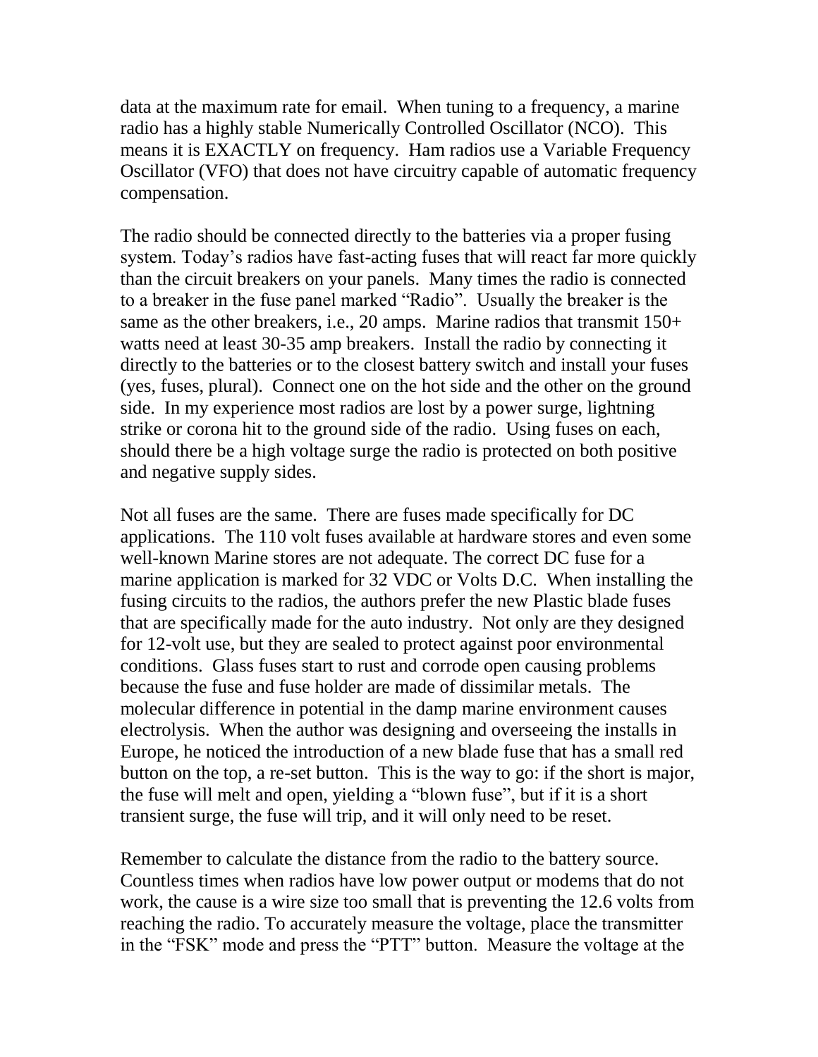data at the maximum rate for email. When tuning to a frequency, a marine radio has a highly stable Numerically Controlled Oscillator (NCO). This means it is EXACTLY on frequency. Ham radios use a Variable Frequency Oscillator (VFO) that does not have circuitry capable of automatic frequency compensation.

The radio should be connected directly to the batteries via a proper fusing system. Today's radios have fast-acting fuses that will react far more quickly than the circuit breakers on your panels. Many times the radio is connected to a breaker in the fuse panel marked "Radio". Usually the breaker is the same as the other breakers, i.e., 20 amps. Marine radios that transmit 150+ watts need at least 30-35 amp breakers. Install the radio by connecting it directly to the batteries or to the closest battery switch and install your fuses (yes, fuses, plural). Connect one on the hot side and the other on the ground side. In my experience most radios are lost by a power surge, lightning strike or corona hit to the ground side of the radio. Using fuses on each, should there be a high voltage surge the radio is protected on both positive and negative supply sides.

Not all fuses are the same. There are fuses made specifically for DC applications. The 110 volt fuses available at hardware stores and even some well-known Marine stores are not adequate. The correct DC fuse for a marine application is marked for 32 VDC or Volts D.C. When installing the fusing circuits to the radios, the authors prefer the new Plastic blade fuses that are specifically made for the auto industry. Not only are they designed for 12-volt use, but they are sealed to protect against poor environmental conditions. Glass fuses start to rust and corrode open causing problems because the fuse and fuse holder are made of dissimilar metals. The molecular difference in potential in the damp marine environment causes electrolysis. When the author was designing and overseeing the installs in Europe, he noticed the introduction of a new blade fuse that has a small red button on the top, a re-set button. This is the way to go: if the short is major, the fuse will melt and open, yielding a "blown fuse", but if it is a short transient surge, the fuse will trip, and it will only need to be reset.

Remember to calculate the distance from the radio to the battery source. Countless times when radios have low power output or modems that do not work, the cause is a wire size too small that is preventing the 12.6 volts from reaching the radio. To accurately measure the voltage, place the transmitter in the "FSK" mode and press the "PTT" button. Measure the voltage at the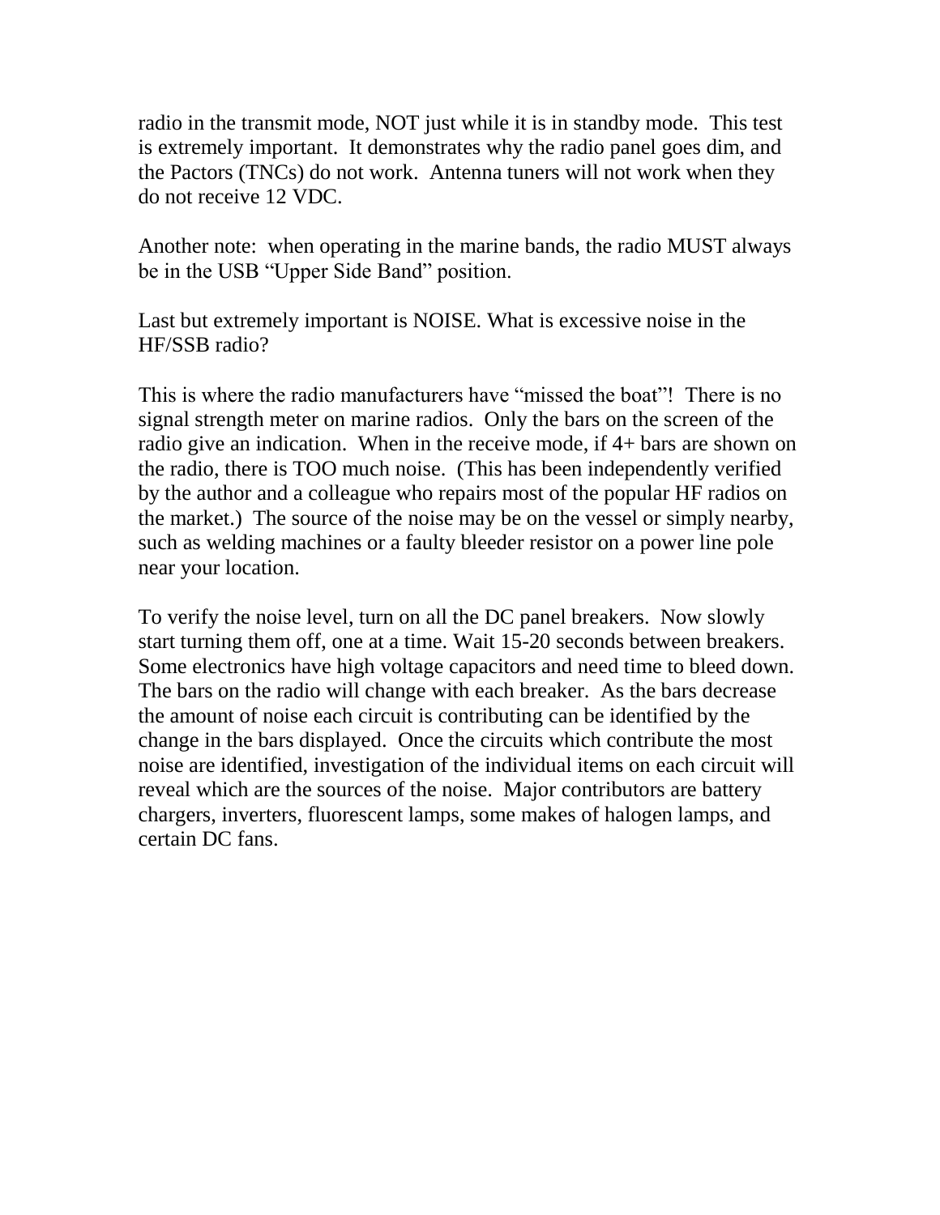radio in the transmit mode, NOT just while it is in standby mode. This test is extremely important. It demonstrates why the radio panel goes dim, and the Pactors (TNCs) do not work. Antenna tuners will not work when they do not receive 12 VDC.

Another note: when operating in the marine bands, the radio MUST always be in the USB "Upper Side Band" position.

Last but extremely important is NOISE. What is excessive noise in the HF/SSB radio?

This is where the radio manufacturers have "missed the boat"! There is no signal strength meter on marine radios. Only the bars on the screen of the radio give an indication. When in the receive mode, if 4+ bars are shown on the radio, there is TOO much noise. (This has been independently verified by the author and a colleague who repairs most of the popular HF radios on the market.) The source of the noise may be on the vessel or simply nearby, such as welding machines or a faulty bleeder resistor on a power line pole near your location.

To verify the noise level, turn on all the DC panel breakers. Now slowly start turning them off, one at a time. Wait 15-20 seconds between breakers. Some electronics have high voltage capacitors and need time to bleed down. The bars on the radio will change with each breaker. As the bars decrease the amount of noise each circuit is contributing can be identified by the change in the bars displayed. Once the circuits which contribute the most noise are identified, investigation of the individual items on each circuit will reveal which are the sources of the noise. Major contributors are battery chargers, inverters, fluorescent lamps, some makes of halogen lamps, and certain DC fans.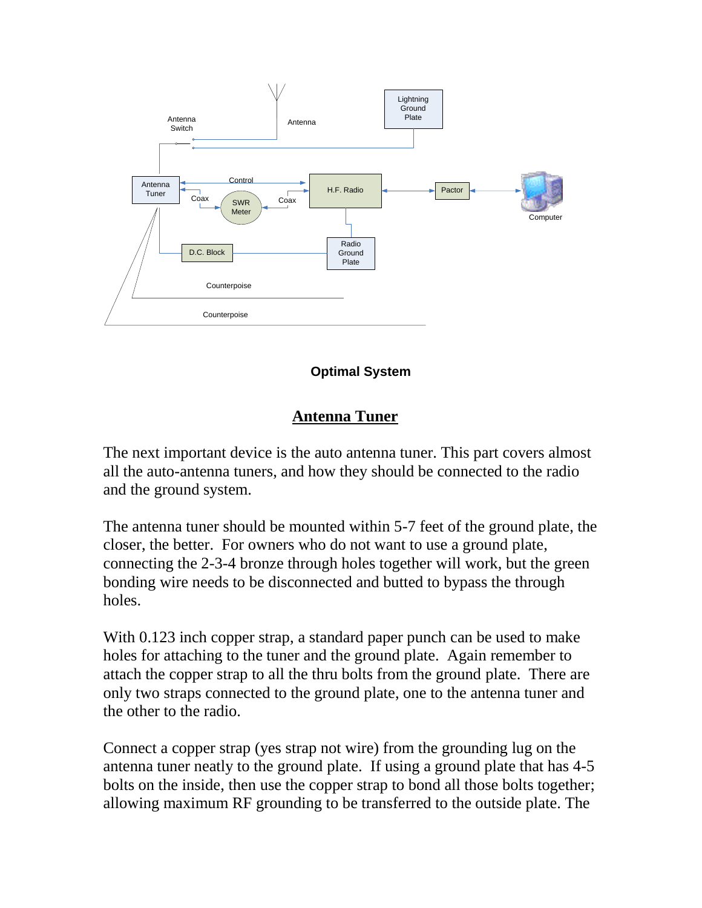**Optimal System**

## Antenna Tuner

The next important device is the auto antenna tuner. This part covers almost all the auto-antenna tuners, and how they should be connected to the radio and the ground system.

The antenna tuner should be mounted within 5-7 feet of the ground plate, the closer, the better.  For owners who do not want to use a ground plate, connecting the 2-3-4 bronze through holes together will work, but the green bonding wire needs to be disconnected and butted to bypass the through holes.

With 0.123 inch copper strap, a standard paper punch can be used to make holes for attaching to the tuner and the ground plate.  Again remember to attach the copper strap to all the thru bolts from the ground plate.  There are only two straps connected to the ground plate, one to the antenna tuner and the other to the radio.

Connect a copper strap (yes strap not wire) from the grounding lug on the antenna tuner neatly to the ground plate.  If using a ground plate that has 4-5 bolts on the inside, then use the copper strap to bond all those bolts together; allowing maximum RF grounding to be transferred to the outside plate. The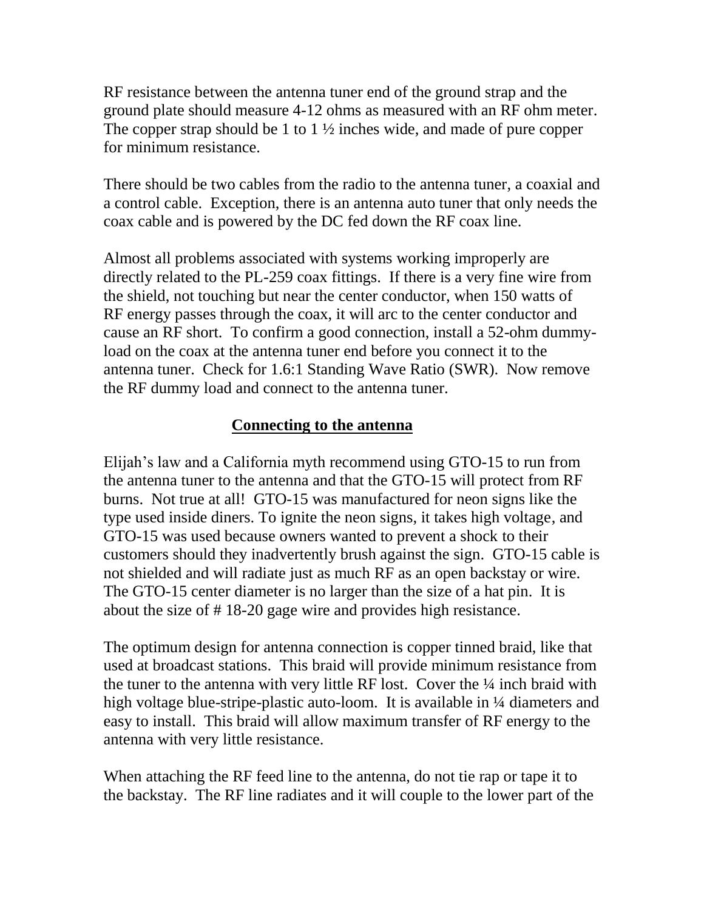RF resistance between the antenna tuner end of the ground strap and the ground plate should measure 4-12 ohms as measured with an RF ohm meter. The copper strap should be 1 to 1 ½ inches wide, and made of pure copper for minimum resistance.

There should be two cables from the radio to the antenna tuner, a coaxial and a control cable. Exception, there is an antenna auto tuner that only needs the coax cable and is powered by the DC fed down the RF coax line.

Almost all problems associated with systems working improperly are directly related to the PL-259 coax fittings. If there is a very fine wire from the shield, not touching but near the center conductor, when 150 watts of RF energy passes through the coax, it will arc to the center conductor and cause an RF short. To confirm a good connection, install a 52-ohm dummy-load on the coax at the antenna tuner end before you connect it to the antenna tuner. Check for 1.6:1 Standing Wave Ratio (SWR). Now remove the RF dummy load and connect to the antenna tuner.

## Connecting to the antenna

Elijah's law and a California myth recommend using GTO-15 to run from the antenna tuner to the antenna and that the GTO-15 will protect from RF burns. Not true at all! GTO-15 was manufactured for neon signs like the type used inside diners. To ignite the neon signs, it takes high voltage, and GTO-15 was used because owners wanted to prevent a shock to their customers should they inadvertently brush against the sign. GTO-15 cable is not shielded and will radiate just as much RF as an open backstay or wire. The GTO-15 center diameter is no larger than the size of a hat pin. It is about the size of # 18-20 gage wire and provides high resistance.

The optimum design for antenna connection is copper tinned braid, like that used at broadcast stations. This braid will provide minimum resistance from the tuner to the antenna with very little RF lost. Cover the ¼ inch braid with high voltage blue-stripe-plastic auto-loom. It is available in ¼ diameters and easy to install. This braid will allow maximum transfer of RF energy to the antenna with very little resistance.

When attaching the RF feed line to the antenna, do not tie rap or tape it to the backstay. The RF line radiates and it will couple to the lower part of the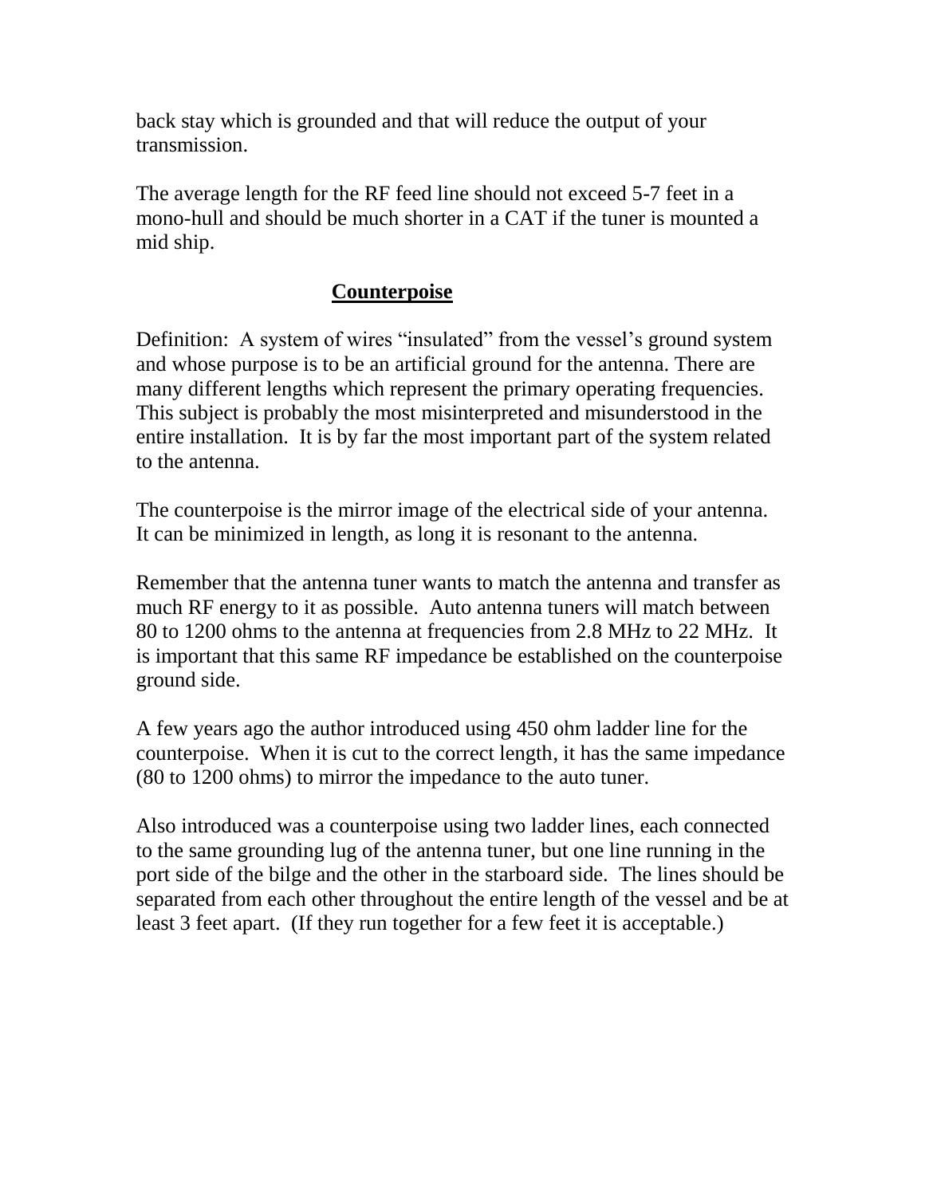back stay which is grounded and that will reduce the output of your transmission.

The average length for the RF feed line should not exceed 5-7 feet in a mono-hull and should be much shorter in a CAT if the tuner is mounted a mid ship.

## Counterpoise

Definition: A system of wires "insulated" from the vessel's ground system and whose purpose is to be an artificial ground for the antenna. There are many different lengths which represent the primary operating frequencies. This subject is probably the most misinterpreted and misunderstood in the entire installation. It is by far the most important part of the system related to the antenna.

The counterpoise is the mirror image of the electrical side of your antenna. It can be minimized in length, as long it is resonant to the antenna.

Remember that the antenna tuner wants to match the antenna and transfer as much RF energy to it as possible. Auto antenna tuners will match between 80 to 1200 ohms to the antenna at frequencies from 2.8 MHz to 22 MHz. It is important that this same RF impedance be established on the counterpoise ground side.

A few years ago the author introduced using 450 ohm ladder line for the counterpoise. When it is cut to the correct length, it has the same impedance (80 to 1200 ohms) to mirror the impedance to the auto tuner.

Also introduced was a counterpoise using two ladder lines, each connected to the same grounding lug of the antenna tuner, but one line running in the port side of the bilge and the other in the starboard side. The lines should be separated from each other throughout the entire length of the vessel and be at least 3 feet apart. (If they run together for a few feet it is acceptable.)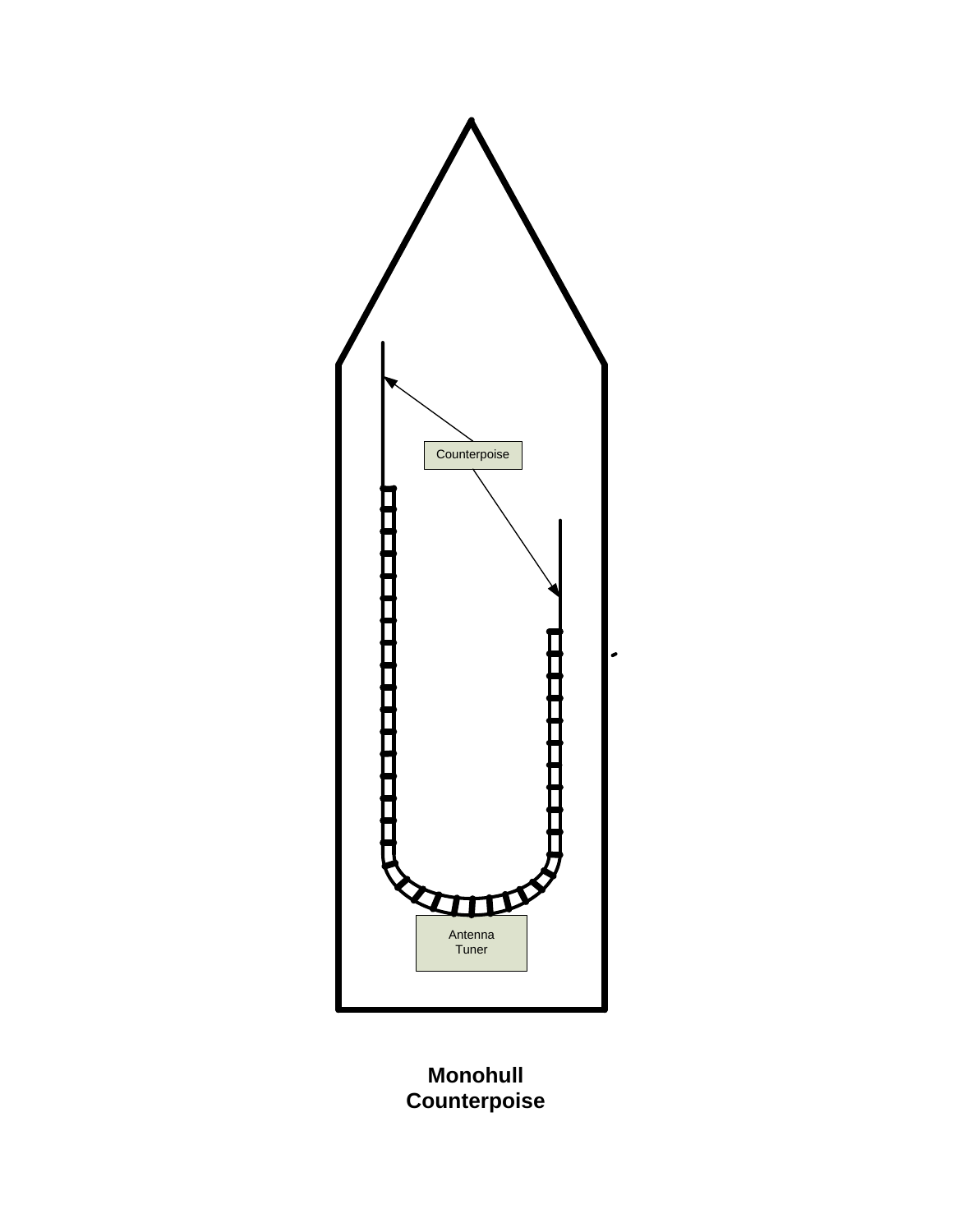Counterpoise

Antenna
Tuner

**Monohull**
**Counterpoise**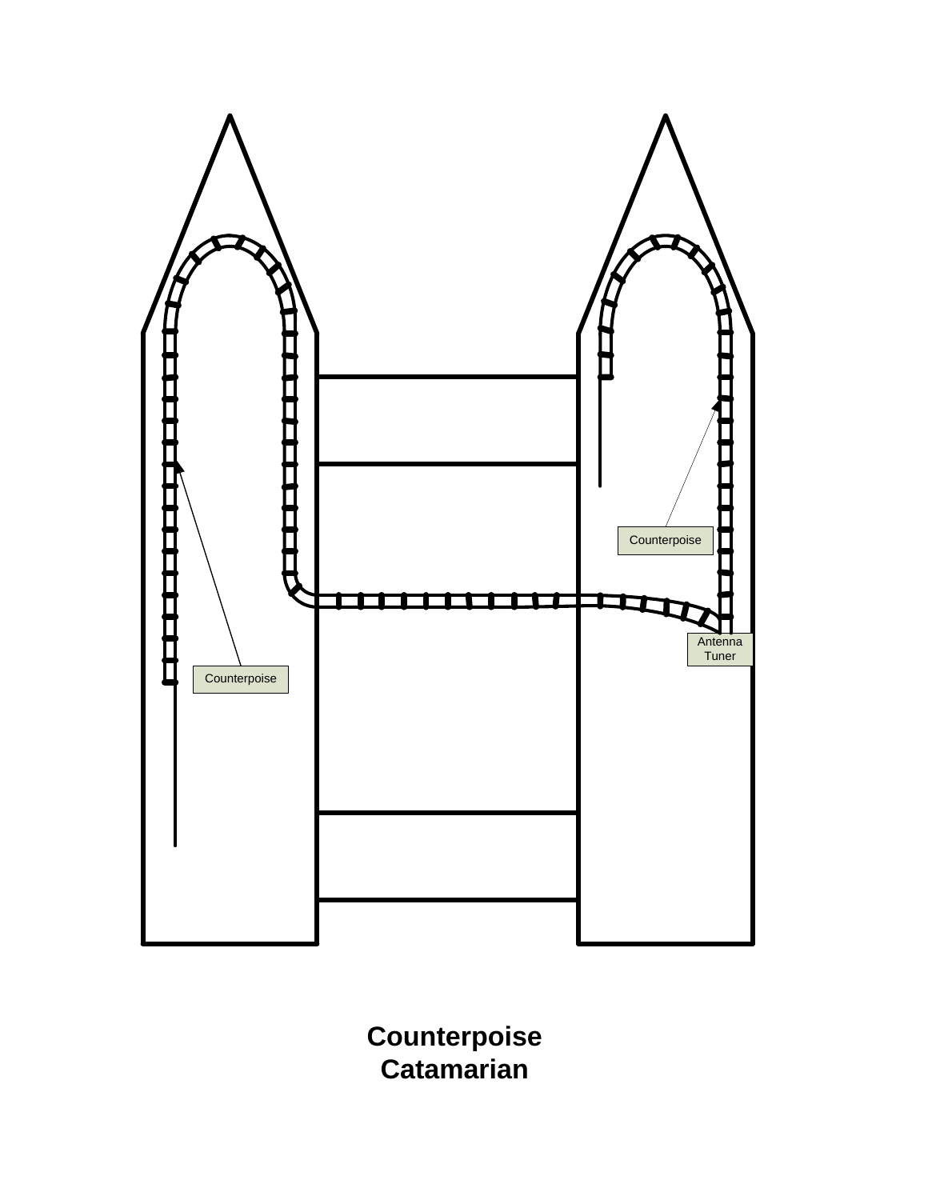Counterpoise

Counterpoise

Antenna Tuner

**Counterpoise Catamarian**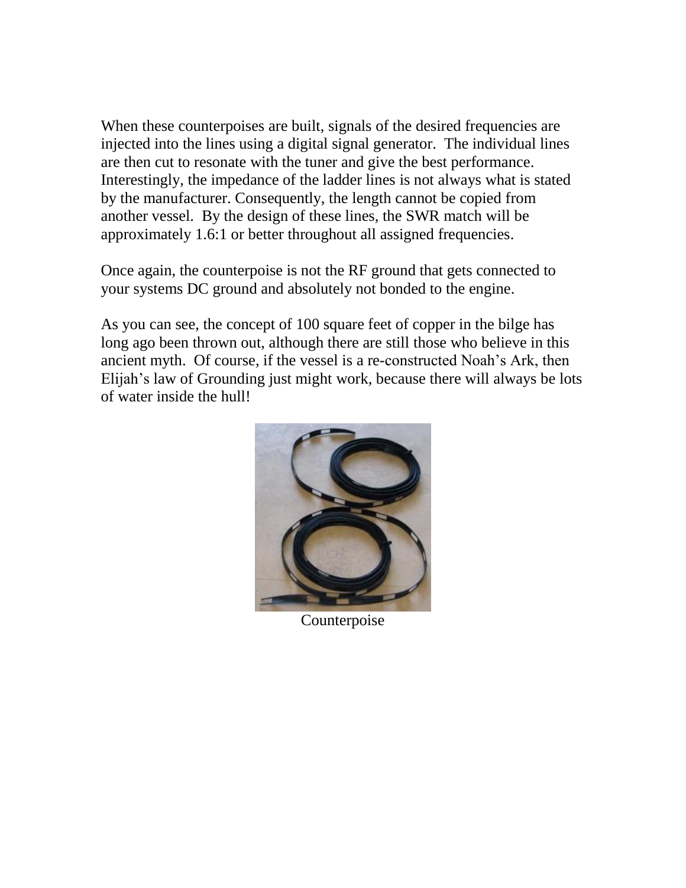When these counterpoises are built, signals of the desired frequencies are injected into the lines using a digital signal generator. The individual lines are then cut to resonate with the tuner and give the best performance. Interestingly, the impedance of the ladder lines is not always what is stated by the manufacturer. Consequently, the length cannot be copied from another vessel. By the design of these lines, the SWR match will be approximately 1.6:1 or better throughout all assigned frequencies.

Once again, the counterpoise is not the RF ground that gets connected to your systems DC ground and absolutely not bonded to the engine.

As you can see, the concept of 100 square feet of copper in the bilge has long ago been thrown out, although there are still those who believe in this ancient myth. Of course, if the vessel is a re-constructed Noah's Ark, then Elijah's law of Grounding just might work, because there will always be lots of water inside the hull!

Counterpoise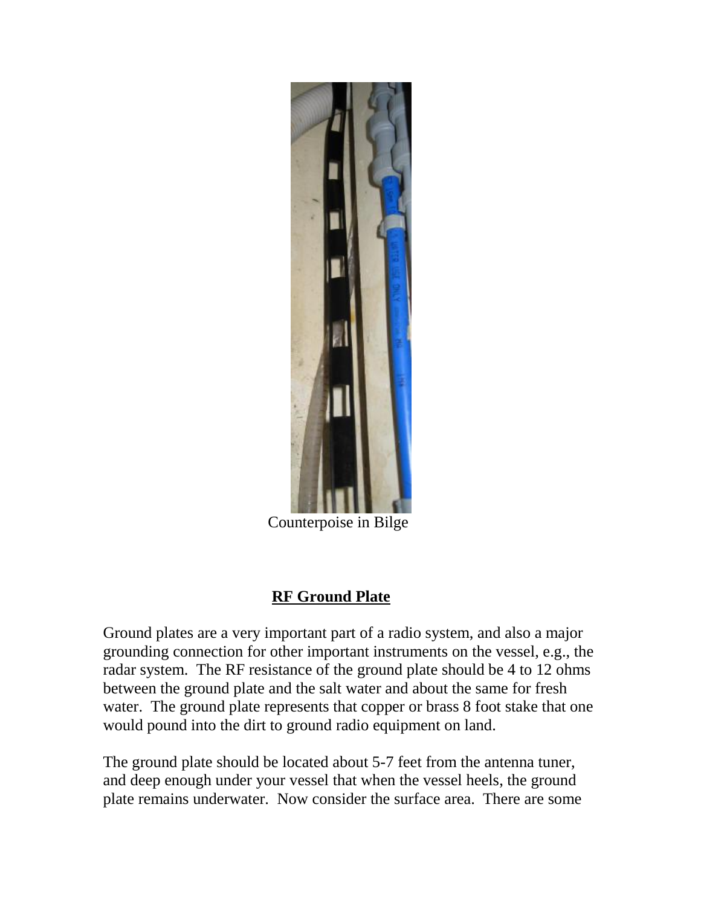Counterpoise in Bilge

## RF Ground Plate

Ground plates are a very important part of a radio system, and also a major grounding connection for other important instruments on the vessel, e.g., the radar system. The RF resistance of the ground plate should be 4 to 12 ohms between the ground plate and the salt water and about the same for fresh water. The ground plate represents that copper or brass 8 foot stake that one would pound into the dirt to ground radio equipment on land.

The ground plate should be located about 5-7 feet from the antenna tuner, and deep enough under your vessel that when the vessel heels, the ground plate remains underwater. Now consider the surface area. There are some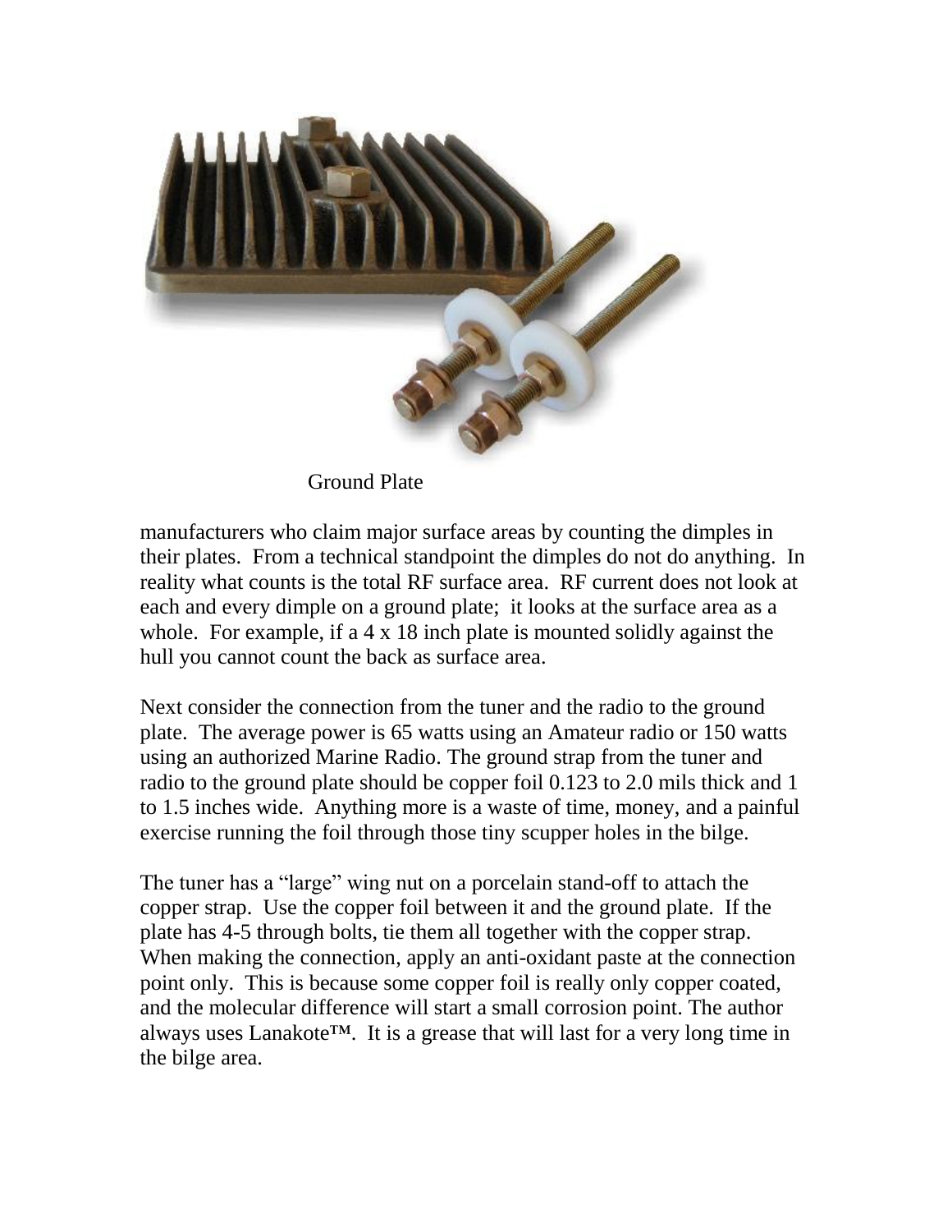Ground Plate

manufacturers who claim major surface areas by counting the dimples in their plates. From a technical standpoint the dimples do not do anything. In reality what counts is the total RF surface area. RF current does not look at each and every dimple on a ground plate; it looks at the surface area as a whole. For example, if a 4 x 18 inch plate is mounted solidly against the hull you cannot count the back as surface area.

Next consider the connection from the tuner and the radio to the ground plate. The average power is 65 watts using an Amateur radio or 150 watts using an authorized Marine Radio. The ground strap from the tuner and radio to the ground plate should be copper foil 0.123 to 2.0 mils thick and 1 to 1.5 inches wide. Anything more is a waste of time, money, and a painful exercise running the foil through those tiny scupper holes in the bilge.

The tuner has a "large" wing nut on a porcelain stand-off to attach the copper strap. Use the copper foil between it and the ground plate. If the plate has 4-5 through bolts, tie them all together with the copper strap. When making the connection, apply an anti-oxidant paste at the connection point only. This is because some copper foil is really only copper coated, and the molecular difference will start a small corrosion point. The author always uses Lanakote™. It is a grease that will last for a very long time in the bilge area.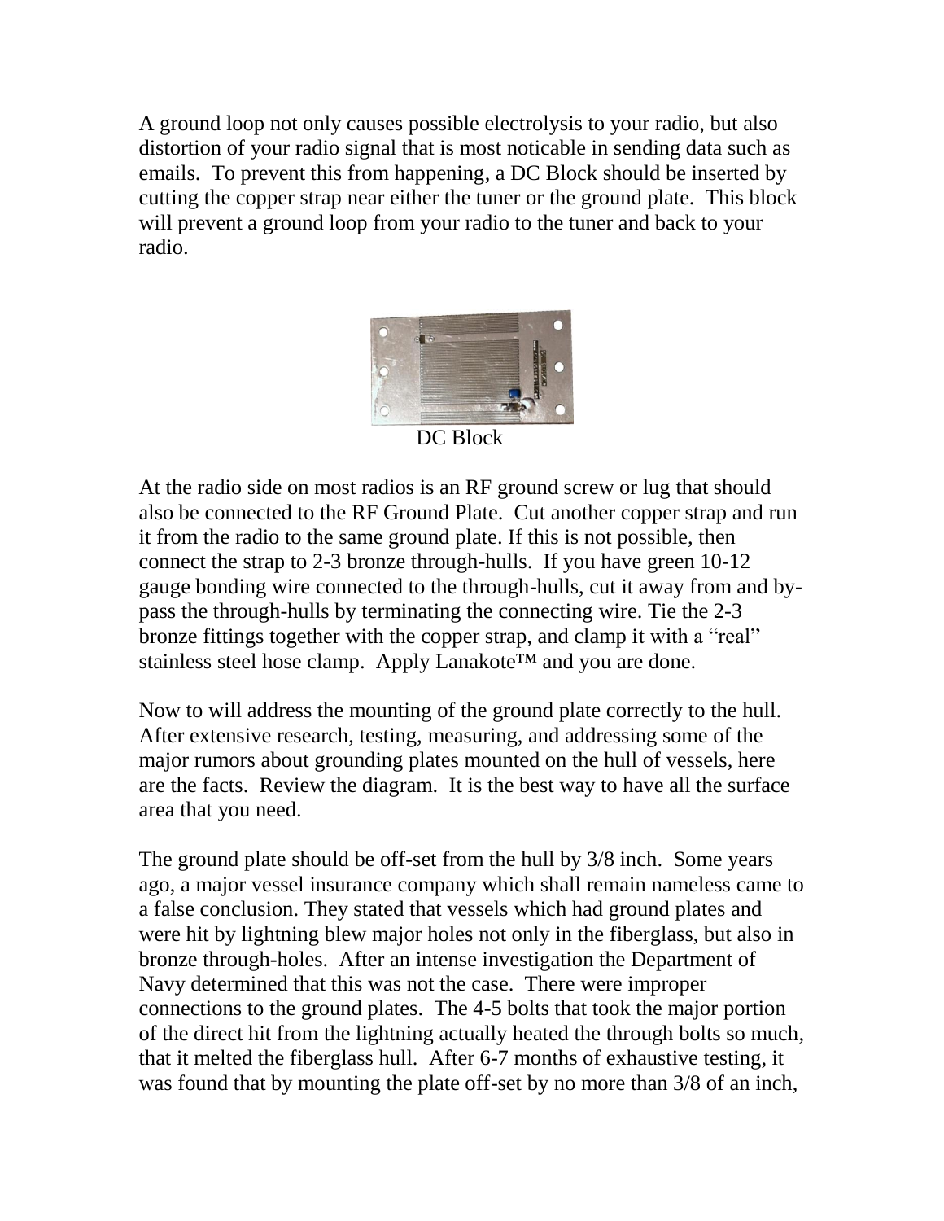A ground loop not only causes possible electrolysis to your radio, but also distortion of your radio signal that is most noticable in sending data such as emails. To prevent this from happening, a DC Block should be inserted by cutting the copper strap near either the tuner or the ground plate. This block will prevent a ground loop from your radio to the tuner and back to your radio.

DC Block

At the radio side on most radios is an RF ground screw or lug that should also be connected to the RF Ground Plate. Cut another copper strap and run it from the radio to the same ground plate. If this is not possible, then connect the strap to 2-3 bronze through-hulls. If you have green 10-12 gauge bonding wire connected to the through-hulls, cut it away from and by-pass the through-hulls by terminating the connecting wire. Tie the 2-3 bronze fittings together with the copper strap, and clamp it with a "real" stainless steel hose clamp. Apply Lanakote™ and you are done.

Now to will address the mounting of the ground plate correctly to the hull. After extensive research, testing, measuring, and addressing some of the major rumors about grounding plates mounted on the hull of vessels, here are the facts. Review the diagram. It is the best way to have all the surface area that you need.

The ground plate should be off-set from the hull by 3/8 inch. Some years ago, a major vessel insurance company which shall remain nameless came to a false conclusion. They stated that vessels which had ground plates and were hit by lightning blew major holes not only in the fiberglass, but also in bronze through-holes. After an intense investigation the Department of Navy determined that this was not the case. There were improper connections to the ground plates. The 4-5 bolts that took the major portion of the direct hit from the lightning actually heated the through bolts so much, that it melted the fiberglass hull. After 6-7 months of exhaustive testing, it was found that by mounting the plate off-set by no more than 3/8 of an inch,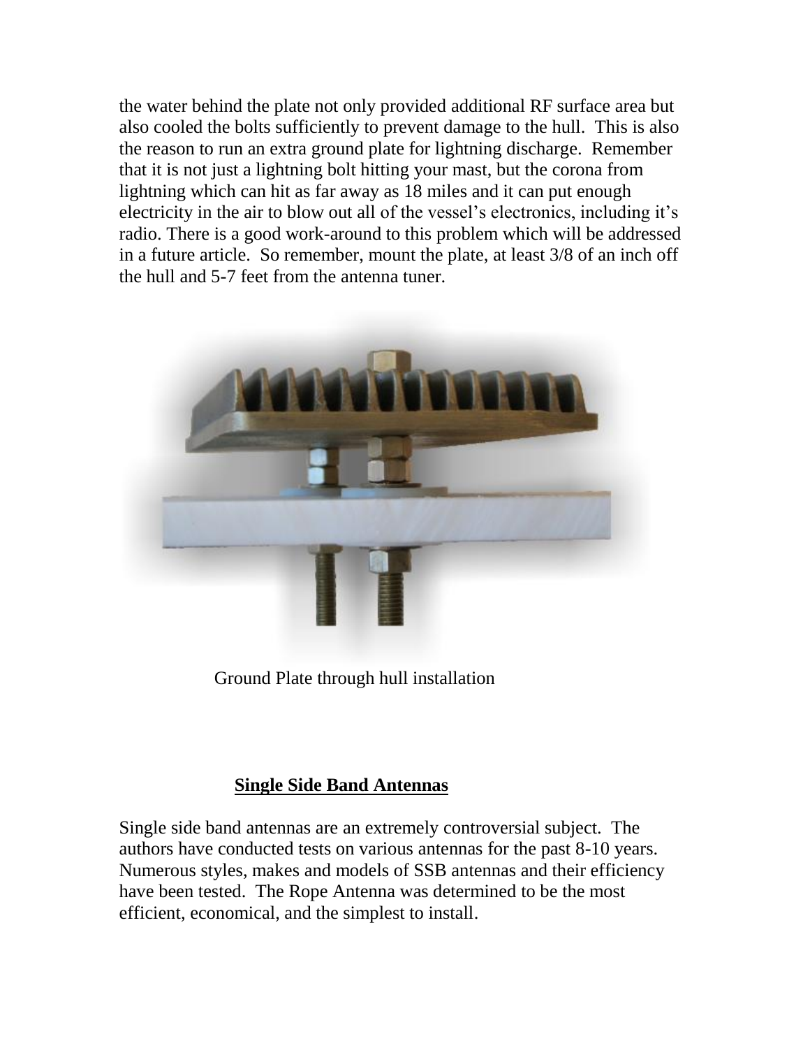the water behind the plate not only provided additional RF surface area but also cooled the bolts sufficiently to prevent damage to the hull. This is also the reason to run an extra ground plate for lightning discharge. Remember that it is not just a lightning bolt hitting your mast, but the corona from lightning which can hit as far away as 18 miles and it can put enough electricity in the air to blow out all of the vessel's electronics, including it's radio. There is a good work-around to this problem which will be addressed in a future article. So remember, mount the plate, at least 3/8 of an inch off the hull and 5-7 feet from the antenna tuner.

Ground Plate through hull installation

## Single Side Band Antennas

Single side band antennas are an extremely controversial subject. The authors have conducted tests on various antennas for the past 8-10 years. Numerous styles, makes and models of SSB antennas and their efficiency have been tested. The Rope Antenna was determined to be the most efficient, economical, and the simplest to install.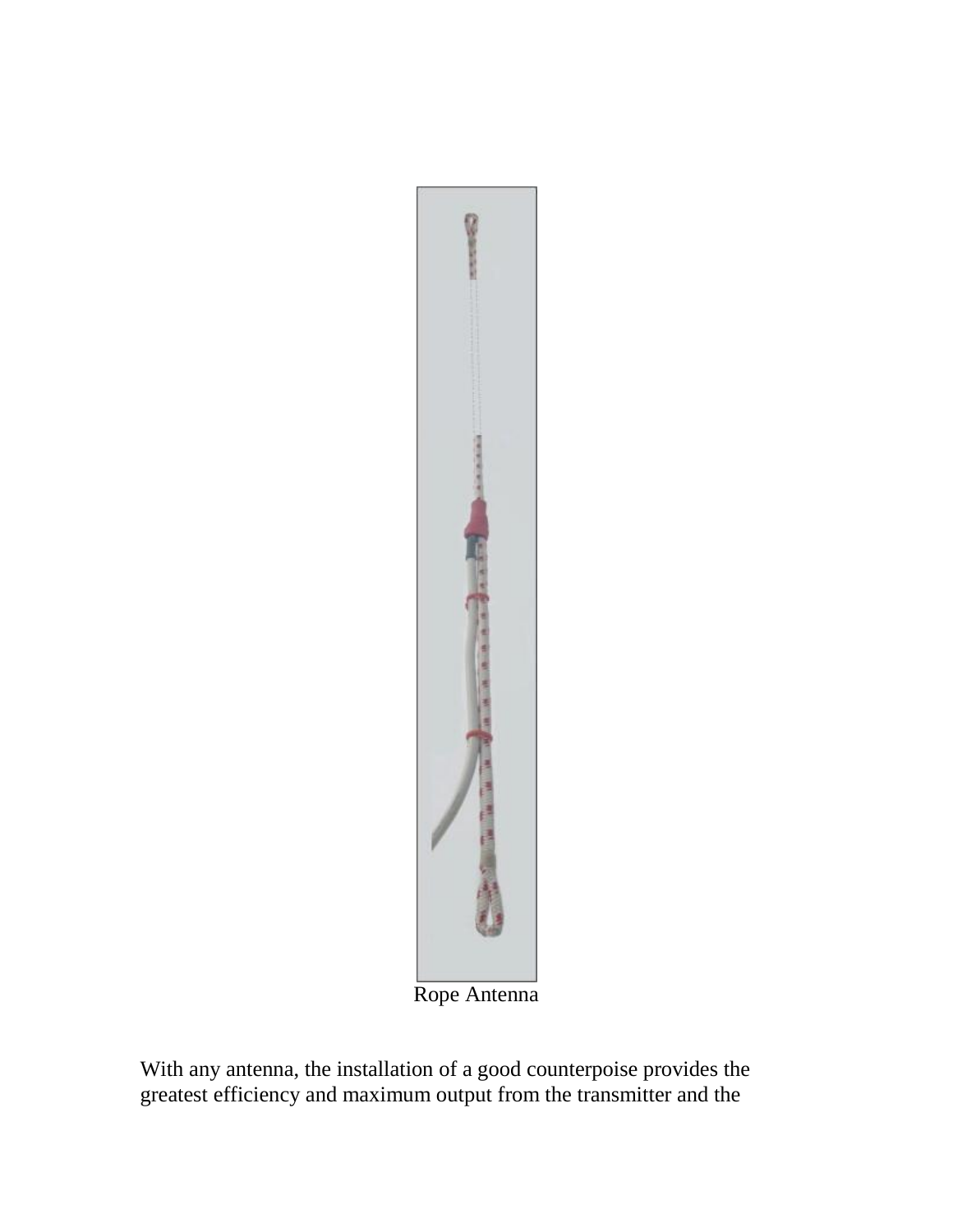Rope Antenna

With any antenna, the installation of a good counterpoise provides the greatest efficiency and maximum output from the transmitter and the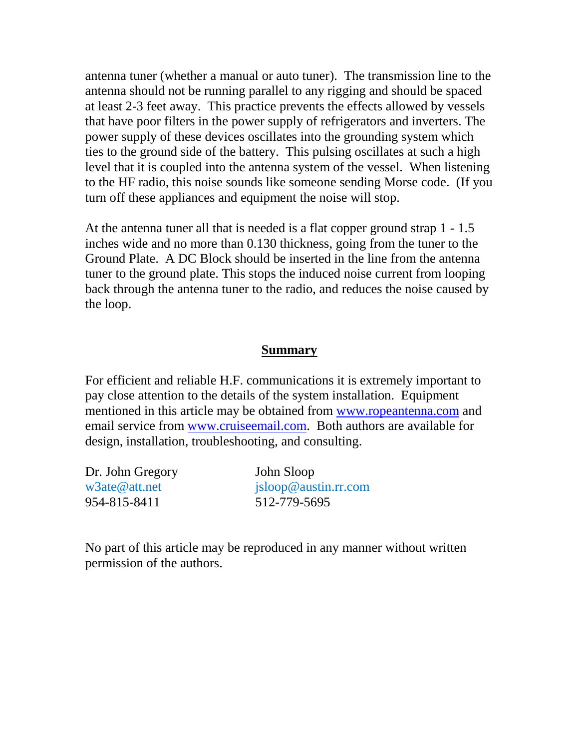antenna tuner (whether a manual or auto tuner). The transmission line to the antenna should not be running parallel to any rigging and should be spaced at least 2-3 feet away. This practice prevents the effects allowed by vessels that have poor filters in the power supply of refrigerators and inverters. The power supply of these devices oscillates into the grounding system which ties to the ground side of the battery. This pulsing oscillates at such a high level that it is coupled into the antenna system of the vessel. When listening to the HF radio, this noise sounds like someone sending Morse code. (If you turn off these appliances and equipment the noise will stop.

At the antenna tuner all that is needed is a flat copper ground strap 1 - 1.5 inches wide and no more than 0.130 thickness, going from the tuner to the Ground Plate. A DC Block should be inserted in the line from the antenna tuner to the ground plate. This stops the induced noise current from looping back through the antenna tuner to the radio, and reduces the noise caused by the loop.

## Summary

For efficient and reliable H.F. communications it is extremely important to pay close attention to the details of the system installation. Equipment mentioned in this article may be obtained from [www.ropeantenna.com](http://www.ropeantenna.com) and email service from [www.cruiseemail.com](http://www.cruiseemail.com). Both authors are available for design, installation, troubleshooting, and consulting.

Dr. John Gregory
w3ate@att.net
954-815-8411

John Sloop
jsloop@austin.rr.com
512-779-5695

No part of this article may be reproduced in any manner without written permission of the authors.